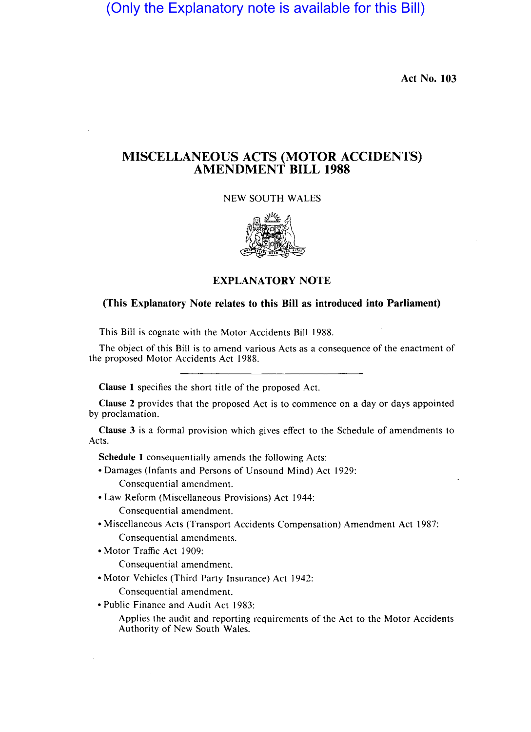(Only the Explanatory note is available for this Bill)

Act No. 103

# MISCELLANEOUS ACTS (MOTOR ACCIDENTS) AMENDMENT BILL 1988

NEW SOUTH WALES

## EXPLANATORY NOTE

**(This Explanatory Note relates to this Bill as introduced into Parliament)**

This Bill is cognate with the Motor Accidents Bill 1988.

The object of this Bill is to amend various Acts as a consequence of the enactment of the proposed Motor Accidents Act 1988.

---

**Clause 1** specifies the short title of the proposed Act.

**Clause 2** provides that the proposed Act is to commence on a day or days appointed by proclamation.

**Clause 3** is a formal provision which gives effect to the Schedule of amendments to Acts.

**Schedule 1** consequentially amends the following Acts:

- Damages (Infants and Persons of Unsound Mind) Act 1929:
  Consequential amendment.
- Law Reform (Miscellaneous Provisions) Act 1944:
  Consequential amendment.
- Miscellaneous Acts (Transport Accidents Compensation) Amendment Act 1987:
  Consequential amendments.
- Motor Traffic Act 1909:
  Consequential amendment.
- Motor Vehicles (Third Party Insurance) Act 1942:
  Consequential amendment.
- Public Finance and Audit Act 1983:
  Applies the audit and reporting requirements of the Act to the Motor Accidents Authority of New South Wales.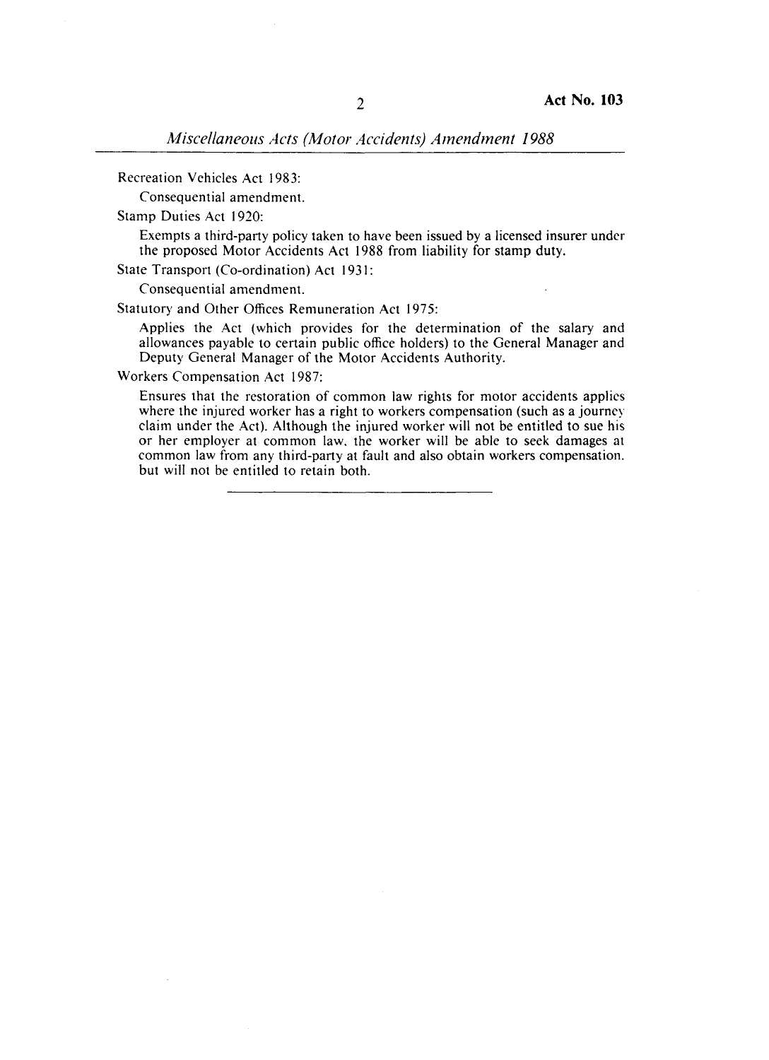Recreation Vehicles Act 1983:

Consequential amendment.

Stamp Duties Act 1920:

Exempts a third-party policy taken to have been issued by a licensed insurer under the proposed Motor Accidents Act 1988 from liability for stamp duty.

State Transport (Co-ordination) Act 1931:

Consequential amendment.

Statutory and Other Offices Remuneration Act 1975:

Applies the Act (which provides for the determination of the salary and allowances payable to certain public office holders) to the General Manager and Deputy General Manager of the Motor Accidents Authority.

Workers Compensation Act 1987:

Ensures that the restoration of common law rights for motor accidents applies where the injured worker has a right to workers compensation (such as a journey claim under the Act). Although the injured worker will not be entitled to sue his or her employer at common law, the worker will be able to seek damages at common law from any third-party at fault and also obtain workers compensation, but will not be entitled to retain both.

---